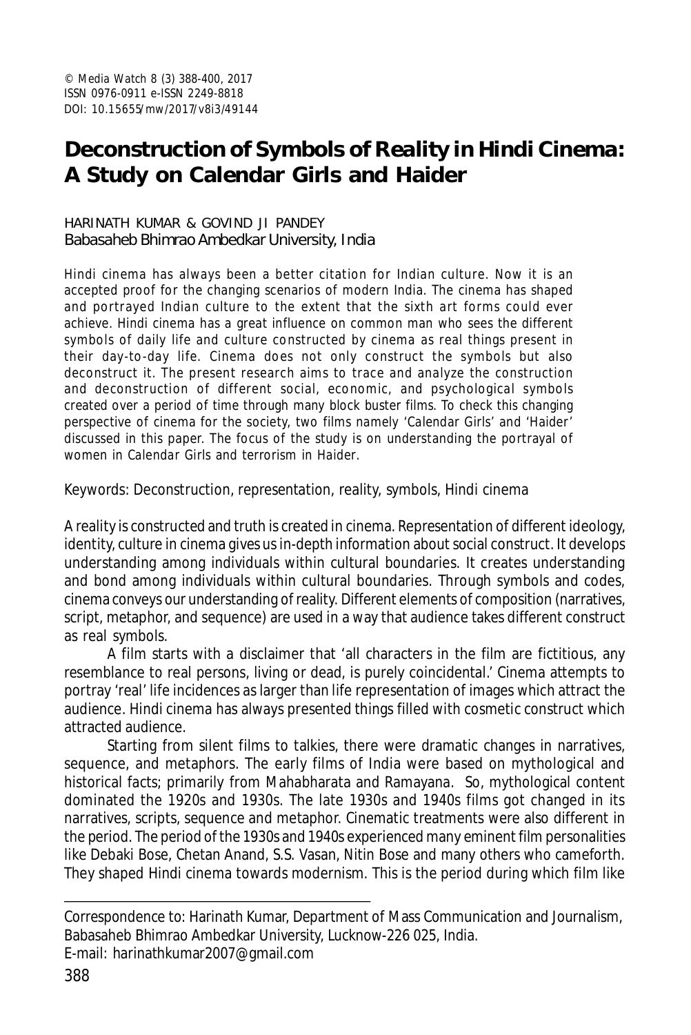© Media Watch 8 (3) 388-400, 2017
ISSN 0976-0911 e-ISSN 2249-8818
DOI: 10.15655/mw/2017/v8i3/49144

# Deconstruction of Symbols of Reality in Hindi Cinema: A Study on Calendar Girls and Haider

HARINATH KUMAR & GOVIND JI PANDEY
Babasaheb Bhimrao Ambedkar University, India

Hindi cinema has always been a better citation for Indian culture. Now it is an accepted proof for the changing scenarios of modern India. The cinema has shaped and portrayed Indian culture to the extent that the sixth art forms could ever achieve. Hindi cinema has a great influence on common man who sees the different symbols of daily life and culture constructed by cinema as real things present in their day-to-day life. Cinema does not only construct the symbols but also deconstruct it. The present research aims to trace and analyze the construction and deconstruction of different social, economic, and psychological symbols created over a period of time through many block buster films. To check this changing perspective of cinema for the society, two films namely 'Calendar Girls' and 'Haider' discussed in this paper. The focus of the study is on understanding the portrayal of women in Calendar Girls and terrorism in Haider.

Keywords: Deconstruction, representation, reality, symbols, Hindi cinema

A reality is constructed and truth is created in cinema. Representation of different ideology, identity, culture in cinema gives us in-depth information about social construct. It develops understanding among individuals within cultural boundaries. It creates understanding and bond among individuals within cultural boundaries. Through symbols and codes, cinema conveys our understanding of reality. Different elements of composition (narratives, script, metaphor, and sequence) are used in a way that audience takes different construct as real symbols.

A film starts with a disclaimer that 'all characters in the film are fictitious, any resemblance to real persons, living or dead, is purely coincidental.' Cinema attempts to portray 'real' life incidences as larger than life representation of images which attract the audience. Hindi cinema has always presented things filled with cosmetic construct which attracted audience.

Starting from silent films to talkies, there were dramatic changes in narratives, sequence, and metaphors. The early films of India were based on mythological and historical facts; primarily from Mahabharata and Ramayana. So, mythological content dominated the 1920s and 1930s. The late 1930s and 1940s films got changed in its narratives, scripts, sequence and metaphor. Cinematic treatments were also different in the period. The period of the 1930s and 1940s experienced many eminent film personalities like Debaki Bose, Chetan Anand, S.S. Vasan, Nitin Bose and many others who cameforth. They shaped Hindi cinema towards modernism. This is the period during which film like

---

Correspondence to: Harinath Kumar, Department of Mass Communication and Journalism, Babasaheb Bhimrao Ambedkar University, Lucknow-226 025, India.
E-mail: harinathkumar2007@gmail.com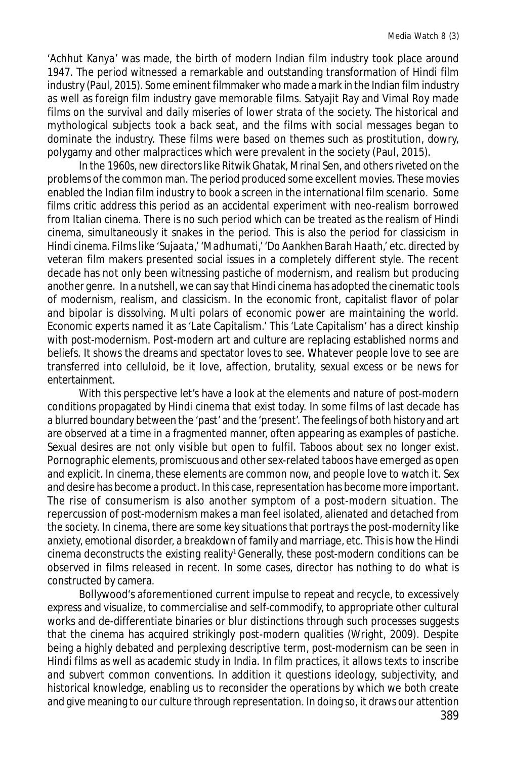'*Achhut Kanya*' was made, the birth of modern Indian film industry took place around 1947. The period witnessed a remarkable and outstanding transformation of Hindi film industry (Paul, 2015). Some eminent filmmaker who made a mark in the Indian film industry as well as foreign film industry gave memorable films. Satyajit Ray and Vimal Roy made films on the survival and daily miseries of lower strata of the society. The historical and mythological subjects took a back seat, and the films with social messages began to dominate the industry. These films were based on themes such as prostitution, dowry, polygamy and other malpractices which were prevalent in the society (Paul, 2015).

In the 1960s, new directors like Ritwik Ghatak, Mrinal Sen, and others riveted on the problems of the common man. The period produced some excellent movies. These movies enabled the Indian film industry to book a screen in the international film scenario. Some films critic address this period as an accidental experiment with neo-realism borrowed from Italian cinema. There is no such period which can be treated as the realism of Hindi cinema, simultaneously it snakes in the period. This is also the period for classicism in Hindi cinema. Films like '*Sujaata*,' '*Madhumati*,' '*Do Aankhen Barah Haath*,' etc. directed by veteran film makers presented social issues in a completely different style. The recent decade has not only been witnessing pastiche of modernism, and realism but producing another genre. In a nutshell, we can say that Hindi cinema has adopted the cinematic tools of modernism, realism, and classicism. In the economic front, capitalist flavor of polar and bipolar is dissolving. Multi polars of economic power are maintaining the world. Economic experts named it as 'Late Capitalism.' This 'Late Capitalism' has a direct kinship with post-modernism. Post-modern art and culture are replacing established norms and beliefs. It shows the dreams and spectator loves to see. Whatever people love to see are transferred into celluloid, be it love, affection, brutality, sexual excess or be news for entertainment.

With this perspective let's have a look at the elements and nature of post-modern conditions propagated by Hindi cinema that exist today. In some films of last decade has a blurred boundary between the 'past' and the 'present'. The feelings of both history and art are observed at a time in a fragmented manner, often appearing as examples of pastiche. Sexual desires are not only visible but open to fulfil. Taboos about sex no longer exist. Pornographic elements, promiscuous and other sex-related taboos have emerged as open and explicit. In cinema, these elements are common now, and people love to watch it. Sex and desire has become a product. In this case, representation has become more important. The rise of consumerism is also another symptom of a post-modern situation. The repercussion of post-modernism makes a man feel isolated, alienated and detached from the society. In cinema, there are some key situations that portrays the post-modernity like anxiety, emotional disorder, a breakdown of family and marriage, etc. This is how the Hindi cinema deconstructs the existing reality[1] Generally, these post-modern conditions can be observed in films released in recent. In some cases, director has nothing to do what is constructed by camera.

Bollywood's aforementioned current impulse to repeat and recycle, to excessively express and visualize, to commercialise and self-commodify, to appropriate other cultural works and de-differentiate binaries or blur distinctions through such processes suggests that the cinema has acquired strikingly post-modern qualities (Wright, 2009). Despite being a highly debated and perplexing descriptive term, post-modernism can be seen in Hindi films as well as academic study in India. In film practices, it allows texts to inscribe and subvert common conventions. In addition it questions ideology, subjectivity, and historical knowledge, enabling us to reconsider the operations by which we both create and give meaning to our culture through representation. In doing so, it draws our attention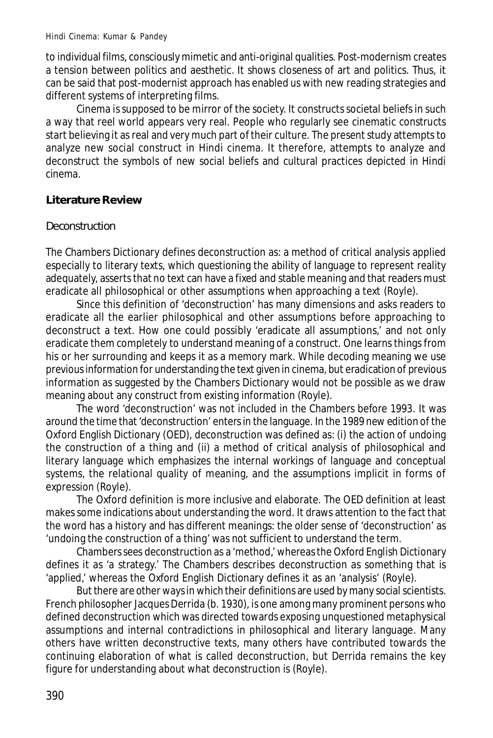to individual films, consciously mimetic and anti-original qualities. Post-modernism creates a tension between politics and aesthetic. It shows closeness of art and politics. Thus, it can be said that post-modernist approach has enabled us with new reading strategies and different systems of interpreting films.

Cinema is supposed to be mirror of the society. It constructs societal beliefs in such a way that reel world appears very real. People who regularly see cinematic constructs start believing it as real and very much part of their culture. The present study attempts to analyze new social construct in Hindi cinema. It therefore, attempts to analyze and deconstruct the symbols of new social beliefs and cultural practices depicted in Hindi cinema.

## Literature Review

### Deconstruction

The Chambers Dictionary defines deconstruction as: a method of critical analysis applied especially to literary texts, which questioning the ability of language to represent reality adequately, asserts that no text can have a fixed and stable meaning and that readers must eradicate all philosophical or other assumptions when approaching a text (Royle).

Since this definition of 'deconstruction' has many dimensions and asks readers to eradicate all the earlier philosophical and other assumptions before approaching to deconstruct a text. How one could possibly 'eradicate all assumptions,' and not only eradicate them completely to understand meaning of a construct. One learns things from his or her surrounding and keeps it as a memory mark. While decoding meaning we use previous information for understanding the text given in cinema, but eradication of previous information as suggested by the Chambers Dictionary would not be possible as we draw meaning about any construct from existing information (Royle).

The word 'deconstruction' was not included in the Chambers before 1993. It was around the time that 'deconstruction' enters in the language. In the 1989 new edition of the Oxford English Dictionary (OED), deconstruction was defined as: (i) the action of undoing the construction of a thing and (ii) a method of critical analysis of philosophical and literary language which emphasizes the internal workings of language and conceptual systems, the relational quality of meaning, and the assumptions implicit in forms of expression (Royle).

The Oxford definition is more inclusive and elaborate. The OED definition at least makes some indications about understanding the word. It draws attention to the fact that the word has a history and has different meanings: the older sense of 'deconstruction' as 'undoing the construction of a thing' was not sufficient to understand the term.

Chambers sees deconstruction as a 'method,' whereas the Oxford English Dictionary defines it as 'a strategy.' The Chambers describes deconstruction as something that is 'applied,' whereas the Oxford English Dictionary defines it as an 'analysis' (Royle).

But there are other ways in which their definitions are used by many social scientists. French philosopher Jacques Derrida (b. 1930), is one among many prominent persons who defined deconstruction which was directed towards exposing unquestioned metaphysical assumptions and internal contradictions in philosophical and literary language. Many others have written deconstructive texts, many others have contributed towards the continuing elaboration of what is called deconstruction, but Derrida remains the key figure for understanding about what deconstruction is (Royle).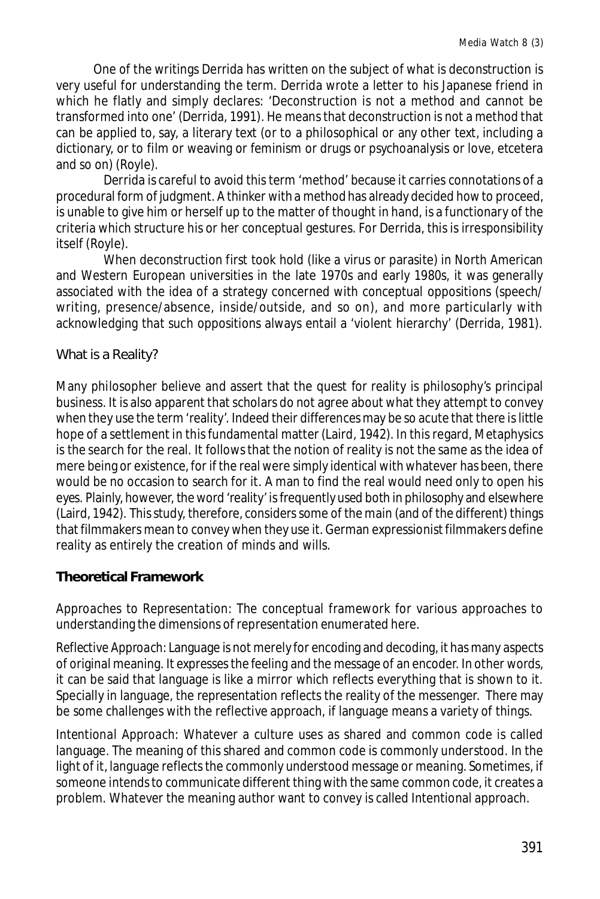One of the writings Derrida has written on the subject of what is deconstruction is very useful for understanding the term. Derrida wrote a letter to his Japanese friend in which he flatly and simply declares: 'Deconstruction is not a method and cannot be transformed into one' (Derrida, 1991). He means that deconstruction is not a method that can be applied to, say, a literary text (or to a philosophical or any other text, including a dictionary, or to film or weaving or feminism or drugs or psychoanalysis or love, etcetera and so on) (Royle).

Derrida is careful to avoid this term 'method' because it carries connotations of a procedural form of judgment. A thinker with a method has already decided how to proceed, is unable to give him or herself up to the matter of thought in hand, is a functionary of the criteria which structure his or her conceptual gestures. For Derrida, this is irresponsibility itself (Royle).

When deconstruction first took hold (like a virus or parasite) in North American and Western European universities in the late 1970s and early 1980s, it was generally associated with the idea of a strategy concerned with conceptual oppositions (speech/writing, presence/absence, inside/outside, and so on), and more particularly with acknowledging that such oppositions always entail a 'violent hierarchy' (Derrida, 1981).

## What is a Reality?

Many philosopher believe and assert that the quest for reality is philosophy's principal business. It is also apparent that scholars do not agree about what they attempt to convey when they use the term 'reality'. Indeed their differences may be so acute that there is little hope of a settlement in this fundamental matter (Laird, 1942). In this regard, Metaphysics is the search for the real. It follows that the notion of reality is not the same as the idea of mere being or existence, for if the real were simply identical with whatever has been, there would be no occasion to search for it. A man to find the real would need only to open his eyes. Plainly, however, the word 'reality' is frequently used both in philosophy and elsewhere (Laird, 1942). This study, therefore, considers some of the main (and of the different) things that filmmakers mean to convey when they use it. German expressionist filmmakers define reality as entirely the creation of minds and wills.

## Theoretical Framework

*Approaches to Representation*: The conceptual framework for various approaches to understanding the dimensions of representation enumerated here.

*Reflective Approach*: Language is not merely for encoding and decoding, it has many aspects of original meaning. It expresses the feeling and the message of an encoder. In other words, it can be said that language is like a mirror which reflects everything that is shown to it. Specially in language, the representation reflects the reality of the messenger. There may be some challenges with the reflective approach, if language means a variety of things.

*Intentional Approach*: Whatever a culture uses as shared and common code is called language. The meaning of this shared and common code is commonly understood. In the light of it, language reflects the commonly understood message or meaning. Sometimes, if someone intends to communicate different thing with the same common code, it creates a problem. Whatever the meaning author want to convey is called Intentional approach.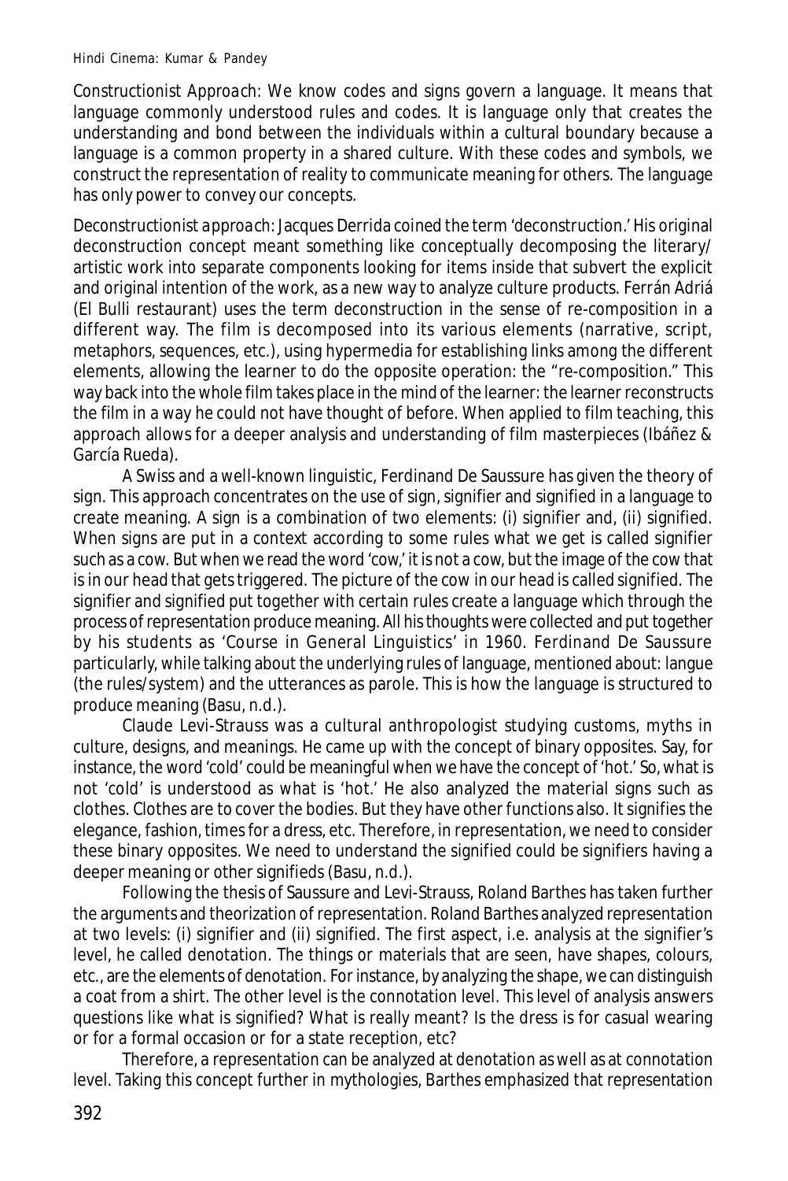*Constructionist Approach*: We know codes and signs govern a language. It means that language commonly understood rules and codes. It is language only that creates the understanding and bond between the individuals within a cultural boundary because a language is a common property in a shared culture. With these codes and symbols, we construct the representation of reality to communicate meaning for others. The language has only power to convey our concepts.

*Deconstructionist approach*: Jacques Derrida coined the term 'deconstruction.' His original deconstruction concept meant something like conceptually decomposing the literary/ artistic work into separate components looking for items inside that subvert the explicit and original intention of the work, as a new way to analyze culture products. Ferrán Adriá (El Bulli restaurant) uses the term deconstruction in the sense of re-composition in a different way. The film is decomposed into its various elements (narrative, script, metaphors, sequences, etc.), using hypermedia for establishing links among the different elements, allowing the learner to do the opposite operation: the "re-composition." This way back into the whole film takes place in the mind of the learner: the learner reconstructs the film in a way he could not have thought of before. When applied to film teaching, this approach allows for a deeper analysis and understanding of film masterpieces (Ibáñez & García Rueda).

A Swiss and a well-known linguistic, Ferdinand De Saussure has given the theory of sign. This approach concentrates on the use of sign, signifier and signified in a language to create meaning. A sign is a combination of two elements: (i) signifier and, (ii) signified. When signs are put in a context according to some rules what we get is called signifier such as a cow. But when we read the word 'cow,' it is not a cow, but the image of the cow that is in our head that gets triggered. The picture of the cow in our head is called signified. The signifier and signified put together with certain rules create a language which through the process of representation produce meaning. All his thoughts were collected and put together by his students as 'Course in General Linguistics' in 1960. Ferdinand De Saussure particularly, while talking about the underlying rules of language, mentioned about: langue (the rules/system) and the utterances as parole. This is how the language is structured to produce meaning (Basu, n.d.).

Claude Levi-Strauss was a cultural anthropologist studying customs, myths in culture, designs, and meanings. He came up with the concept of binary opposites. Say, for instance, the word 'cold' could be meaningful when we have the concept of 'hot.' So, what is not 'cold' is understood as what is 'hot.' He also analyzed the material signs such as clothes. Clothes are to cover the bodies. But they have other functions also. It signifies the elegance, fashion, times for a dress, etc. Therefore, in representation, we need to consider these binary opposites. We need to understand the signified could be signifiers having a deeper meaning or other signifieds (Basu, n.d.).

Following the thesis of Saussure and Levi-Strauss, Roland Barthes has taken further the arguments and theorization of representation. Roland Barthes analyzed representation at two levels: (i) signifier and (ii) signified. The first aspect, i.e. analysis at the signifier's level, he called denotation. The things or materials that are seen, have shapes, colours, etc., are the elements of denotation. For instance, by analyzing the shape, we can distinguish a coat from a shirt. The other level is the connotation level. This level of analysis answers questions like what is signified? What is really meant? Is the dress is for casual wearing or for a formal occasion or for a state reception, etc?

Therefore, a representation can be analyzed at denotation as well as at connotation level. Taking this concept further in mythologies, Barthes emphasized that representation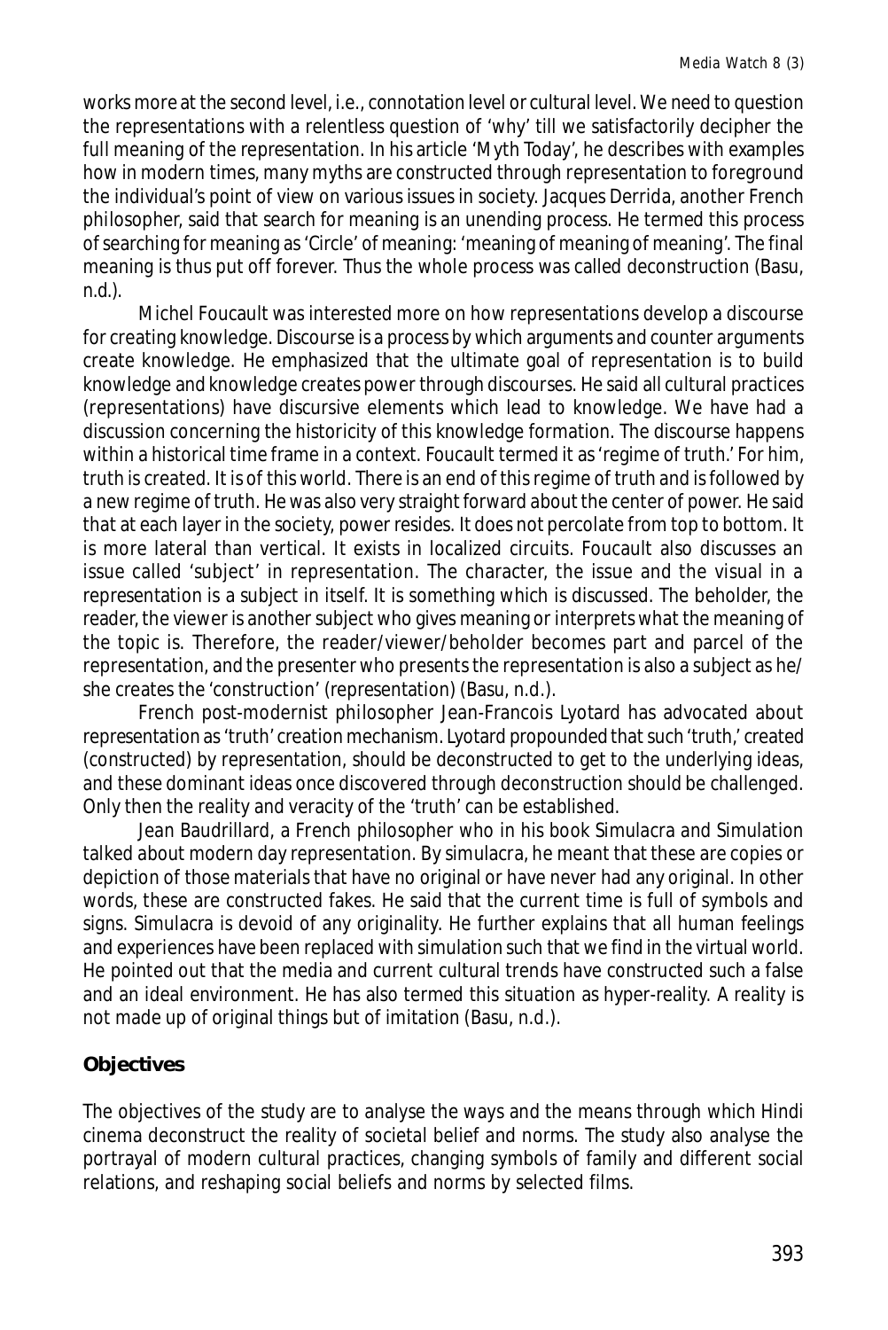works more at the second level, i.e., connotation level or cultural level. We need to question the representations with a relentless question of 'why' till we satisfactorily decipher the full meaning of the representation. In his article 'Myth Today', he describes with examples how in modern times, many myths are constructed through representation to foreground the individual's point of view on various issues in society. Jacques Derrida, another French philosopher, said that search for meaning is an unending process. He termed this process of searching for meaning as 'Circle' of meaning: 'meaning of meaning of meaning'. The final meaning is thus put off forever. Thus the whole process was called deconstruction (Basu, n.d.).

Michel Foucault was interested more on how representations develop a discourse for creating knowledge. Discourse is a process by which arguments and counter arguments create knowledge. He emphasized that the ultimate goal of representation is to build knowledge and knowledge creates power through discourses. He said all cultural practices (representations) have discursive elements which lead to knowledge. We have had a discussion concerning the historicity of this knowledge formation. The discourse happens within a historical time frame in a context. Foucault termed it as 'regime of truth.' For him, truth is created. It is of this world. There is an end of this regime of truth and is followed by a new regime of truth. He was also very straight forward about the center of power. He said that at each layer in the society, power resides. It does not percolate from top to bottom. It is more lateral than vertical. It exists in localized circuits. Foucault also discusses an issue called 'subject' in representation. The character, the issue and the visual in a representation is a subject in itself. It is something which is discussed. The beholder, the reader, the viewer is another subject who gives meaning or interprets what the meaning of the topic is. Therefore, the reader/viewer/beholder becomes part and parcel of the representation, and the presenter who presents the representation is also a subject as he/she creates the 'construction' (representation) (Basu, n.d.).

French post-modernist philosopher Jean-Francois Lyotard has advocated about representation as 'truth' creation mechanism. Lyotard propounded that such 'truth,' created (constructed) by representation, should be deconstructed to get to the underlying ideas, and these dominant ideas once discovered through deconstruction should be challenged. Only then the reality and veracity of the 'truth' can be established.

Jean Baudrillard, a French philosopher who in his book Simulacra and Simulation talked about modern day representation. By simulacra, he meant that these are copies or depiction of those materials that have no original or have never had any original. In other words, these are constructed fakes. He said that the current time is full of symbols and signs. Simulacra is devoid of any originality. He further explains that all human feelings and experiences have been replaced with simulation such that we find in the virtual world. He pointed out that the media and current cultural trends have constructed such a false and an ideal environment. He has also termed this situation as hyper-reality. A reality is not made up of original things but of imitation (Basu, n.d.).

## Objectives

The objectives of the study are to analyse the ways and the means through which Hindi cinema deconstruct the reality of societal belief and norms. The study also analyse the portrayal of modern cultural practices, changing symbols of family and different social relations, and reshaping social beliefs and norms by selected films.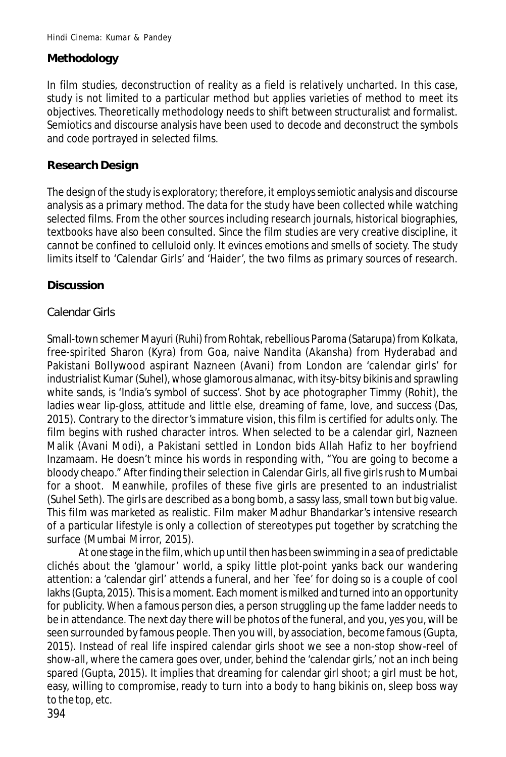## Methodology

In film studies, deconstruction of reality as a field is relatively uncharted. In this case, study is not limited to a particular method but applies varieties of method to meet its objectives. Theoretically methodology needs to shift between structuralist and formalist. Semiotics and discourse analysis have been used to decode and deconstruct the symbols and code portrayed in selected films.

## Research Design

The design of the study is exploratory; therefore, it employs semiotic analysis and discourse analysis as a primary method. The data for the study have been collected while watching selected films. From the other sources including research journals, historical biographies, textbooks have also been consulted. Since the film studies are very creative discipline, it cannot be confined to celluloid only. It evinces emotions and smells of society. The study limits itself to 'Calendar Girls' and 'Haider', the two films as primary sources of research.

## Discussion

### Calendar Girls

Small-town schemer Mayuri (Ruhi) from Rohtak, rebellious Paroma (Satarupa) from Kolkata, free-spirited Sharon (Kyra) from Goa, naive Nandita (Akansha) from Hyderabad and Pakistani Bollywood aspirant Nazneen (Avani) from London are 'calendar girls' for industrialist Kumar (Suhel), whose glamorous almanac, with itsy-bitsy bikinis and sprawling white sands, is 'India's symbol of success'. Shot by ace photographer Timmy (Rohit), the ladies wear lip-gloss, attitude and little else, dreaming of fame, love, and success (Das, 2015). Contrary to the director's immature vision, this film is certified for adults only. The film begins with rushed character intros. When selected to be a calendar girl, Nazneen Malik (Avani Modi), a Pakistani settled in London bids Allah Hafiz to her boyfriend Inzamaam. He doesn't mince his words in responding with, "You are going to become a bloody cheapo." After finding their selection in Calendar Girls, all five girls rush to Mumbai for a shoot. Meanwhile, profiles of these five girls are presented to an industrialist (Suhel Seth). The girls are described as a bong bomb, a sassy lass, small town but big value. This film was marketed as realistic. Film maker Madhur Bhandarkar's intensive research of a particular lifestyle is only a collection of stereotypes put together by scratching the surface (Mumbai Mirror, 2015).

At one stage in the film, which up until then has been swimming in a sea of predictable clichés about the 'glamour' world, a spiky little plot-point yanks back our wandering attention: a 'calendar girl' attends a funeral, and her `fee' for doing so is a couple of cool lakhs (Gupta, 2015). This is a moment. Each moment is milked and turned into an opportunity for publicity. When a famous person dies, a person struggling up the fame ladder needs to be in attendance. The next day there will be photos of the funeral, and you, yes you, will be seen surrounded by famous people. Then you will, by association, become famous (Gupta, 2015). Instead of real life inspired calendar girls shoot we see a non-stop show-reel of show-all, where the camera goes over, under, behind the 'calendar girls,' not an inch being spared (Gupta, 2015). It implies that dreaming for calendar girl shoot; a girl must be hot, easy, willing to compromise, ready to turn into a body to hang bikinis on, sleep boss way to the top, etc.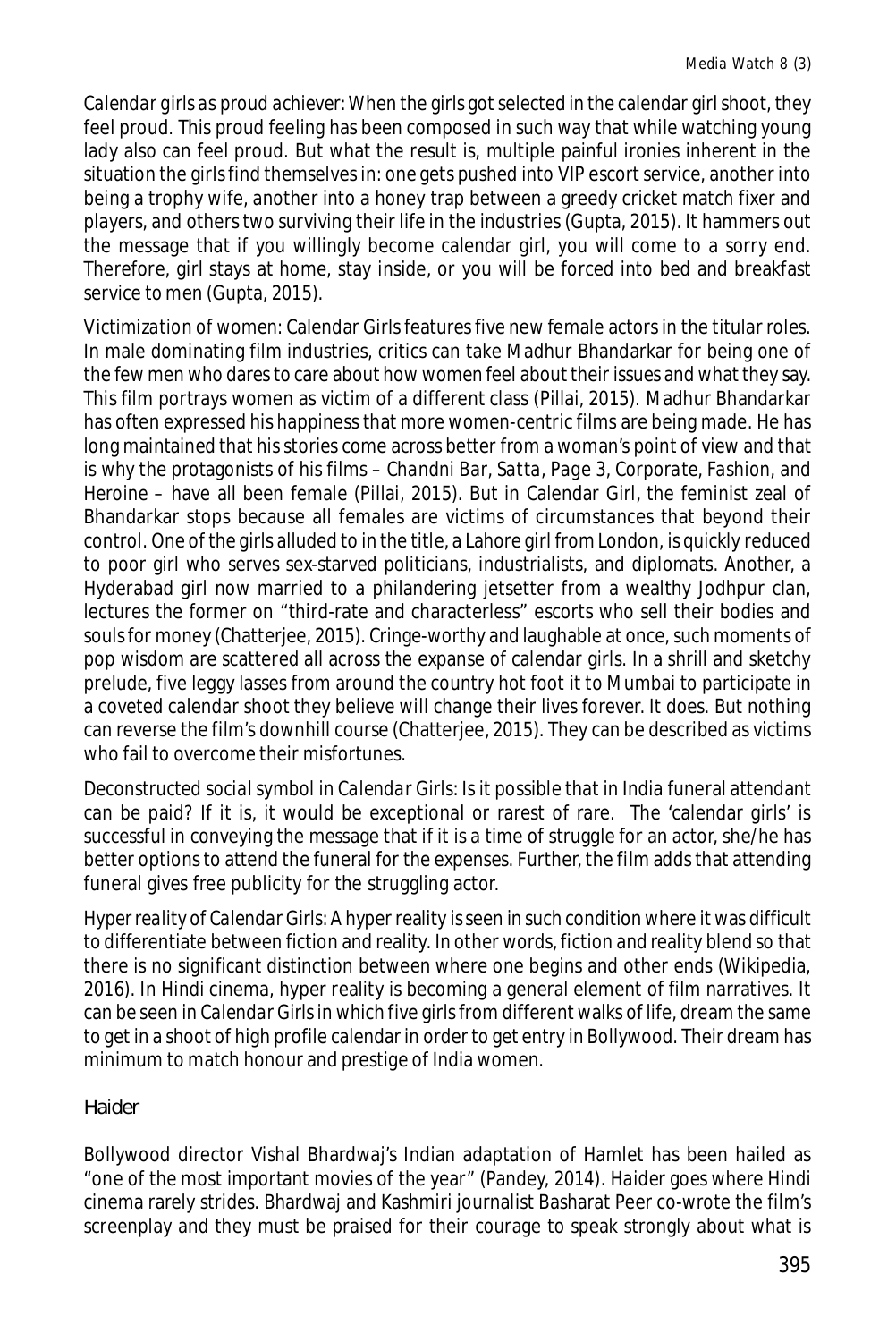*Calendar girls as proud achiever:* When the girls got selected in the calendar girl shoot, they feel proud. This proud feeling has been composed in such way that while watching young lady also can feel proud. But what the result is, multiple painful ironies inherent in the situation the girls find themselves in: one gets pushed into VIP escort service, another into being a trophy wife, another into a honey trap between a greedy cricket match fixer and players, and others two surviving their life in the industries (Gupta, 2015). It hammers out the message that if you willingly become calendar girl, you will come to a sorry end. Therefore, girl stays at home, stay inside, or you will be forced into bed and breakfast service to men (Gupta, 2015).

*Victimization of women:* Calendar Girls features five new female actors in the titular roles. In male dominating film industries, critics can take Madhur Bhandarkar for being one of the few men who dares to care about how women feel about their issues and what they say. This film portrays women as victim of a different class (Pillai, 2015). Madhur Bhandarkar has often expressed his happiness that more women-centric films are being made. He has long maintained that his stories come across better from a woman's point of view and that is why the protagonists of his films – *Chandni Bar, Satta, Page 3, Corporate, Fashion*, and Heroine – have all been female (Pillai, 2015). But in Calendar Girl, the feminist zeal of Bhandarkar stops because all females are victims of circumstances that beyond their control. One of the girls alluded to in the title, a Lahore girl from London, is quickly reduced to poor girl who serves sex-starved politicians, industrialists, and diplomats. Another, a Hyderabad girl now married to a philandering jetsetter from a wealthy Jodhpur clan, lectures the former on "third-rate and characterless" escorts who sell their bodies and souls for money (Chatterjee, 2015). Cringe-worthy and laughable at once, such moments of pop wisdom are scattered all across the expanse of calendar girls. In a shrill and sketchy prelude, five leggy lasses from around the country hot foot it to Mumbai to participate in a coveted calendar shoot they believe will change their lives forever. It does. But nothing can reverse the film's downhill course (Chatterjee, 2015). They can be described as victims who fail to overcome their misfortunes.

*Deconstructed social symbol in Calendar Girls:* Is it possible that in India funeral attendant can be paid? If it is, it would be exceptional or rarest of rare. The 'calendar girls' is successful in conveying the message that if it is a time of struggle for an actor, she/he has better options to attend the funeral for the expenses. Further, the film adds that attending funeral gives free publicity for the struggling actor.

*Hyper reality of Calendar Girls:* A hyper reality is seen in such condition where it was difficult to differentiate between fiction and reality. In other words, fiction and reality blend so that there is no significant distinction between where one begins and other ends (Wikipedia, 2016). In Hindi cinema, hyper reality is becoming a general element of film narratives. It can be seen in *Calendar Girls* in which five girls from different walks of life, dream the same to get in a shoot of high profile calendar in order to get entry in Bollywood. Their dream has minimum to match honour and prestige of India women.

### Haider

Bollywood director Vishal Bhardwaj's Indian adaptation of Hamlet has been hailed as "one of the most important movies of the year" (Pandey, 2014). *Haider* goes where Hindi cinema rarely strides. Bhardwaj and Kashmiri journalist Basharat Peer co-wrote the film's screenplay and they must be praised for their courage to speak strongly about what is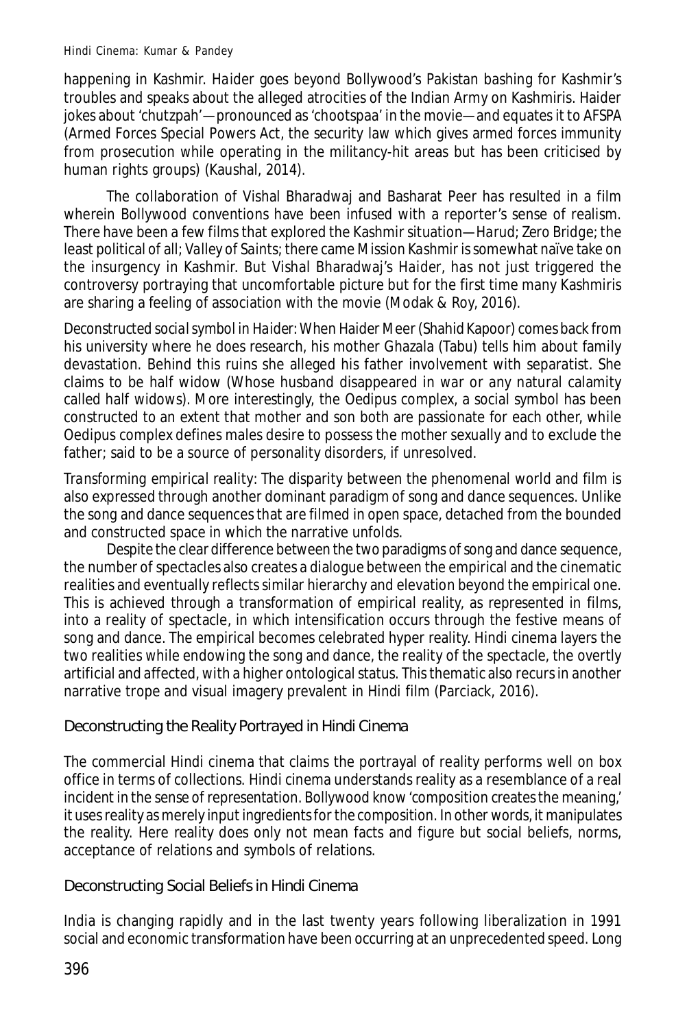happening in Kashmir. *Haider* goes beyond Bollywood's Pakistan bashing for Kashmir's troubles and speaks about the alleged atrocities of the Indian Army on Kashmiris. Haider jokes about 'chutzpah'—pronounced as 'chootspaa' in the movie—and equates it to AFSPA (Armed Forces Special Powers Act, the security law which gives armed forces immunity from prosecution while operating in the militancy-hit areas but has been criticised by human rights groups) (Kaushal, 2014).

The collaboration of Vishal Bharadwaj and Basharat Peer has resulted in a film wherein Bollywood conventions have been infused with a reporter's sense of realism. There have been a few films that explored the Kashmir situation—*Harud*; *Zero Bridge*; the least political of all; *Valley of Saints*; there came *Mission Kashmir* is somewhat naïve take on the insurgency in Kashmir. But Vishal Bharadwaj's *Haider*, has not just triggered the controversy portraying that uncomfortable picture but for the first time many Kashmiris are sharing a feeling of association with the movie (Modak & Roy, 2016).

*Deconstructed social symbol in Haider*: When Haider Meer (Shahid Kapoor) comes back from his university where he does research, his mother Ghazala (Tabu) tells him about family devastation. Behind this ruins she alleged his father involvement with separatist. She claims to be half widow (Whose husband disappeared in war or any natural calamity called half widows). More interestingly, the Oedipus complex, a social symbol has been constructed to an extent that mother and son both are passionate for each other, while Oedipus complex defines males desire to possess the mother sexually and to exclude the father; said to be a source of personality disorders, if unresolved.

*Transforming empirical reality*: The disparity between the phenomenal world and film is also expressed through another dominant paradigm of song and dance sequences. Unlike the song and dance sequences that are filmed in open space, detached from the bounded and constructed space in which the narrative unfolds.

Despite the clear difference between the two paradigms of song and dance sequence, the number of spectacles also creates a dialogue between the empirical and the cinematic realities and eventually reflects similar hierarchy and elevation beyond the empirical one. This is achieved through a transformation of empirical reality, as represented in films, into a reality of spectacle, in which intensification occurs through the festive means of song and dance. The empirical becomes celebrated hyper reality. Hindi cinema layers the two realities while endowing the song and dance, the reality of the spectacle, the overtly artificial and affected, with a higher ontological status. This thematic also recurs in another narrative trope and visual imagery prevalent in Hindi film (Parciack, 2016).

## Deconstructing the Reality Portrayed in Hindi Cinema

The commercial Hindi cinema that claims the portrayal of reality performs well on box office in terms of collections. Hindi cinema understands reality as a resemblance of a real incident in the sense of representation. Bollywood know 'composition creates the meaning,' it uses reality as merely input ingredients for the composition. In other words, it manipulates the reality. Here reality does only not mean facts and figure but social beliefs, norms, acceptance of relations and symbols of relations.

## Deconstructing Social Beliefs in Hindi Cinema

India is changing rapidly and in the last twenty years following liberalization in 1991 social and economic transformation have been occurring at an unprecedented speed. Long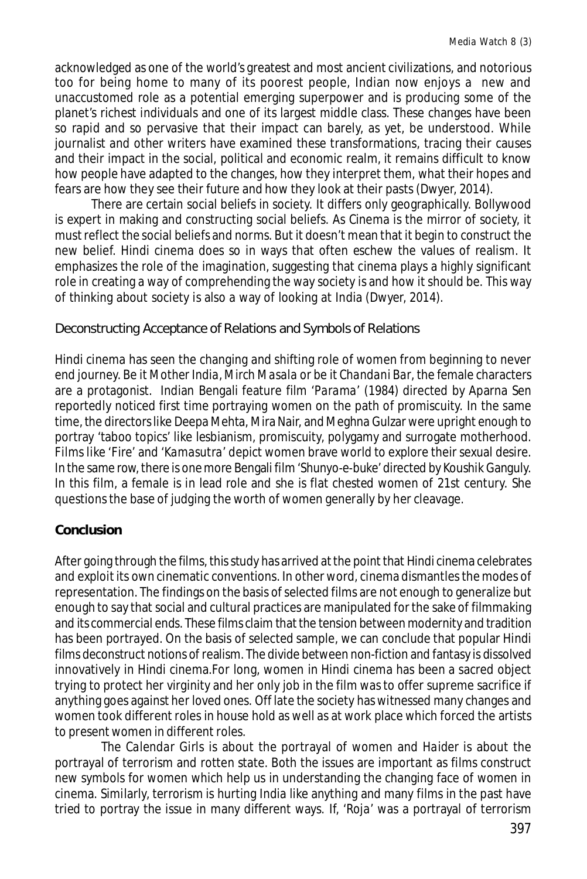acknowledged as one of the world's greatest and most ancient civilizations, and notorious too for being home to many of its poorest people, Indian now enjoys a new and unaccustomed role as a potential emerging superpower and is producing some of the planet's richest individuals and one of its largest middle class. These changes have been so rapid and so pervasive that their impact can barely, as yet, be understood. While journalist and other writers have examined these transformations, tracing their causes and their impact in the social, political and economic realm, it remains difficult to know how people have adapted to the changes, how they interpret them, what their hopes and fears are how they see their future and how they look at their pasts (Dwyer, 2014).

There are certain social beliefs in society. It differs only geographically. Bollywood is expert in making and constructing social beliefs. As Cinema is the mirror of society, it must reflect the social beliefs and norms. But it doesn't mean that it begin to construct the new belief. Hindi cinema does so in ways that often eschew the values of realism. It emphasizes the role of the imagination, suggesting that cinema plays a highly significant role in creating a way of comprehending the way society is and how it should be. This way of thinking about society is also a way of looking at India (Dwyer, 2014).

### Deconstructing Acceptance of Relations and Symbols of Relations

Hindi cinema has seen the changing and shifting role of women from beginning to never end journey. Be it *Mother India*, *Mirch Masala* or be it *Chandani Bar*, the female characters are a protagonist. Indian Bengali feature film '*Parama*' (1984) directed by Aparna Sen reportedly noticed first time portraying women on the path of promiscuity. In the same time, the directors like Deepa Mehta, Mira Nair, and Meghna Gulzar were upright enough to portray 'taboo topics' like lesbianism, promiscuity, polygamy and surrogate motherhood. Films like '*Fire*' and '*Kamasutra*' depict women brave world to explore their sexual desire. In the same row, there is one more Bengali film '*Shunyo-e-buke*' directed by Koushik Ganguly. In this film, a female is in lead role and she is flat chested women of 21st century. She questions the base of judging the worth of women generally by her cleavage.

## Conclusion

After going through the films, this study has arrived at the point that Hindi cinema celebrates and exploit its own cinematic conventions. In other word, cinema dismantles the modes of representation. The findings on the basis of selected films are not enough to generalize but enough to say that social and cultural practices are manipulated for the sake of filmmaking and its commercial ends. These films claim that the tension between modernity and tradition has been portrayed. On the basis of selected sample, we can conclude that popular Hindi films deconstruct notions of realism. The divide between non-fiction and fantasy is dissolved innovatively in Hindi cinema.For long, women in Hindi cinema has been a sacred object trying to protect her virginity and her only job in the film was to offer supreme sacrifice if anything goes against her loved ones. Off late the society has witnessed many changes and women took different roles in house hold as well as at work place which forced the artists to present women in different roles.

*The Calendar Girls* is about the portrayal of women and *Haider* is about the portrayal of terrorism and rotten state. Both the issues are important as films construct new symbols for women which help us in understanding the changing face of women in cinema. Similarly, terrorism is hurting India like anything and many films in the past have tried to portray the issue in many different ways. If, '*Roja*' was a portrayal of terrorism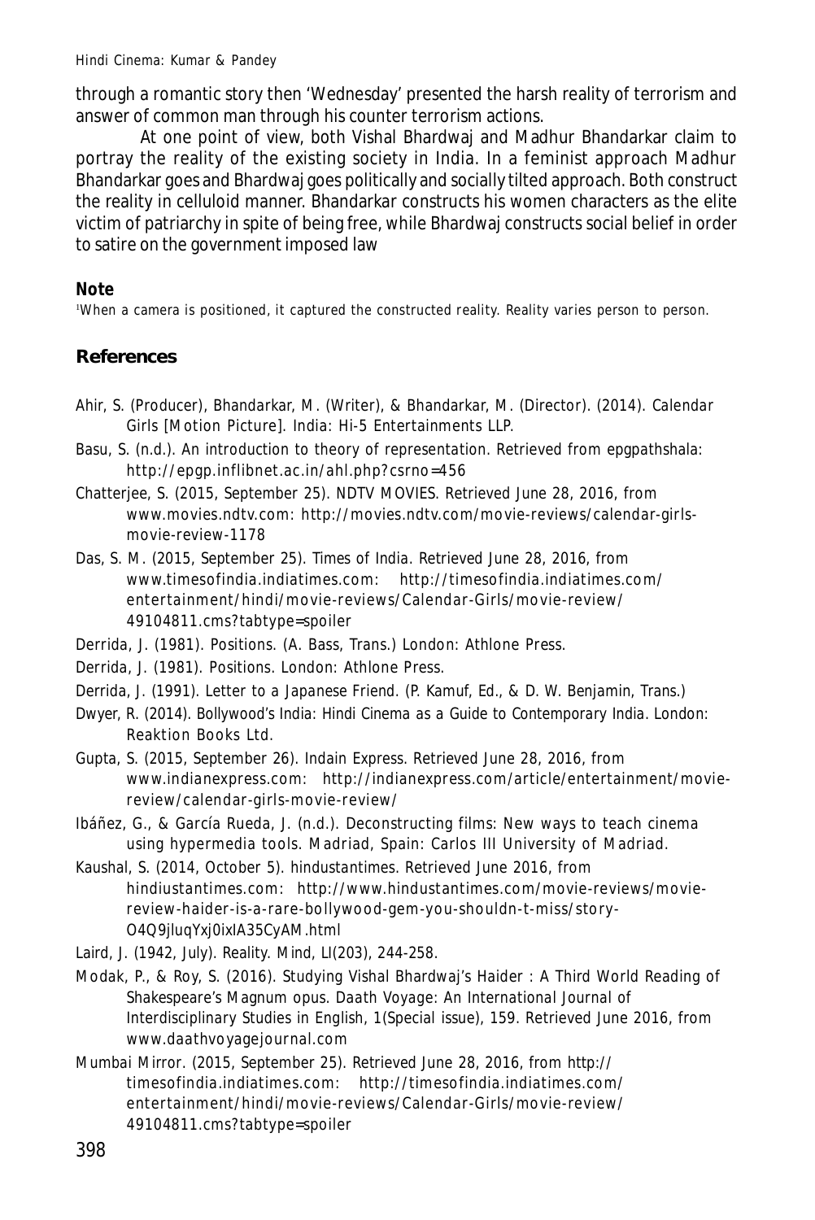through a romantic story then 'Wednesday' presented the harsh reality of terrorism and answer of common man through his counter terrorism actions.

At one point of view, both Vishal Bhardwaj and Madhur Bhandarkar claim to portray the reality of the existing society in India. In a feminist approach Madhur Bhandarkar goes and Bhardwaj goes politically and socially tilted approach. Both construct the reality in celluloid manner. Bhandarkar constructs his women characters as the elite victim of patriarchy in spite of being free, while Bhardwaj constructs social belief in order to satire on the government imposed law

**Note**

[1]When a camera is positioned, it captured the constructed reality. Reality varies person to person.

## References

Ahir, S. (Producer), Bhandarkar, M. (Writer), & Bhandarkar, M. (Director). (2014). Calendar Girls [Motion Picture]. India: Hi-5 Entertainments LLP.

Basu, S. (n.d.). An introduction to theory of representation. Retrieved from epgpathshala: http://epgp.inflibnet.ac.in/ahl.php?csrno=456

Chatterjee, S. (2015, September 25). NDTV MOVIES. Retrieved June 28, 2016, from www.movies.ndtv.com: http://movies.ndtv.com/movie-reviews/calendar-girls-movie-review-1178

Das, S. M. (2015, September 25). Times of India. Retrieved June 28, 2016, from www.timesofindia.indiatimes.com: http://timesofindia.indiatimes.com/entertainment/hindi/movie-reviews/Calendar-Girls/movie-review/49104811.cms?tabtype=spoiler

Derrida, J. (1981). Positions. (A. Bass, Trans.) London: Athlone Press.

Derrida, J. (1981). Positions. London: Athlone Press.

Derrida, J. (1991). Letter to a Japanese Friend. (P. Kamuf, Ed., & D. W. Benjamin, Trans.)

Dwyer, R. (2014). Bollywood's India: Hindi Cinema as a Guide to Contemporary India. London: Reaktion Books Ltd.

Gupta, S. (2015, September 26). Indain Express. Retrieved June 28, 2016, from www.indianexpress.com: http://indianexpress.com/article/entertainment/movie-review/calendar-girls-movie-review/

Ibáñez, G., & García Rueda, J. (n.d.). Deconstructing films: New ways to teach cinema using hypermedia tools. Madriad, Spain: Carlos III University of Madriad.

Kaushal, S. (2014, October 5). hindustantimes. Retrieved June 2016, from hindiustantimes.com: http://www.hindustantimes.com/movie-reviews/movie-review-haider-is-a-rare-bollywood-gem-you-shouldn-t-miss/story-O4Q9jluqYxj0ixIA35CyAM.html

Laird, J. (1942, July). Reality. Mind, LI(203), 244-258.

Modak, P., & Roy, S. (2016). Studying Vishal Bhardwaj's Haider : A Third World Reading of Shakespeare's Magnum opus. Daath Voyage: An International Journal of Interdisciplinary Studies in English, 1(Special issue), 159. Retrieved June 2016, from www.daathvoyagejournal.com

Mumbai Mirror. (2015, September 25). Retrieved June 28, 2016, from http://timesofindia.indiatimes.com: http://timesofindia.indiatimes.com/entertainment/hindi/movie-reviews/Calendar-Girls/movie-review/49104811.cms?tabtype=spoiler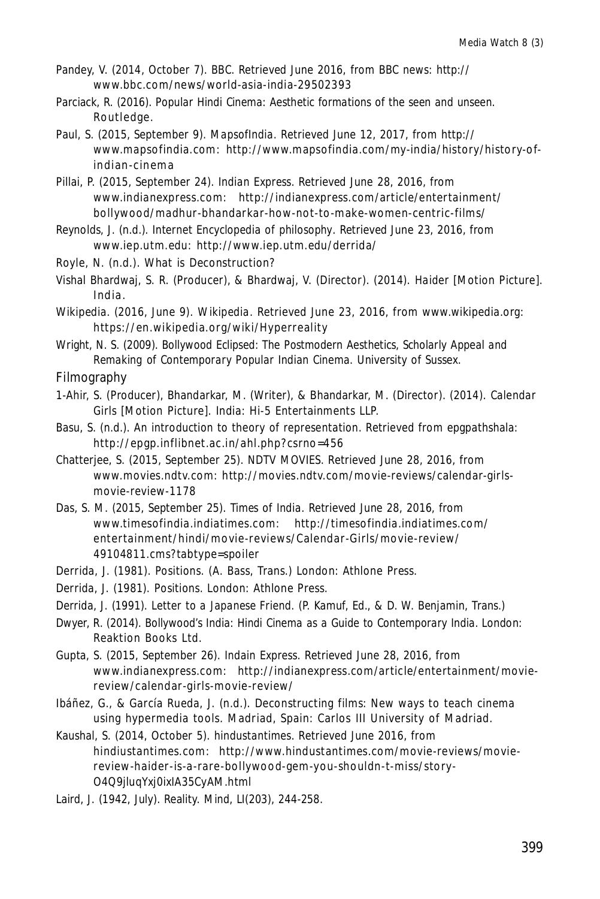Pandey, V. (2014, October 7). BBC. Retrieved June 2016, from BBC news: http://www.bbc.com/news/world-asia-india-29502393

Parciack, R. (2016). *Popular Hindi Cinema: Aesthetic formations of the seen and unseen*. Routledge.

Paul, S. (2015, September 9). MapsofIndia. Retrieved June 12, 2017, from http://www.mapsofindia.com: http://www.mapsofindia.com/my-india/history/history-of-indian-cinema

Pillai, P. (2015, September 24). Indian Express. Retrieved June 28, 2016, from www.indianexpress.com: http://indianexpress.com/article/entertainment/bollywood/madhur-bhandarkar-how-not-to-make-women-centric-films/

Reynolds, J. (n.d.). Internet Encyclopedia of philosophy. Retrieved June 23, 2016, from www.iep.utm.edu: http://www.iep.utm.edu/derrida/

Royle, N. (n.d.). What is Deconstruction?

Vishal Bhardwaj, S. R. (Producer), & Bhardwaj, V. (Director). (2014). *Haider* [Motion Picture]. India.

Wikipedia. (2016, June 9). Wikipedia. Retrieved June 23, 2016, from www.wikipedia.org: https://en.wikipedia.org/wiki/Hyperreality

Wright, N. S. (2009). *Bollywood Eclipsed: The Postmodern Aesthetics, Scholarly Appeal and Remaking of Contemporary Popular Indian Cinema*. University of Sussex.

## Filmography

1-Ahir, S. (Producer), Bhandarkar, M. (Writer), & Bhandarkar, M. (Director). (2014). *Calendar Girls* [Motion Picture]. India: Hi-5 Entertainments LLP.

Basu, S. (n.d.). An introduction to theory of representation. Retrieved from epgpathshala: http://epgp.inflibnet.ac.in/ahl.php?csrno=456

Chatterjee, S. (2015, September 25). NDTV MOVIES. Retrieved June 28, 2016, from www.movies.ndtv.com: http://movies.ndtv.com/movie-reviews/calendar-girls-movie-review-1178

Das, S. M. (2015, September 25). Times of India. Retrieved June 28, 2016, from www.timesofindia.indiatimes.com: http://timesofindia.indiatimes.com/entertainment/hindi/movie-reviews/Calendar-Girls/movie-review/49104811.cms?tabtype=spoiler

Derrida, J. (1981). Positions. (A. Bass, Trans.) London: Athlone Press.

Derrida, J. (1981). Positions. London: Athlone Press.

Derrida, J. (1991). Letter to a Japanese Friend. (P. Kamuf, Ed., & D. W. Benjamin, Trans.)

Dwyer, R. (2014). *Bollywood's India: Hindi Cinema as a Guide to Contemporary India*. London: Reaktion Books Ltd.

Gupta, S. (2015, September 26). Indain Express. Retrieved June 28, 2016, from www.indianexpress.com: http://indianexpress.com/article/entertainment/movie-review/calendar-girls-movie-review/

Ibáñez, G., & García Rueda, J. (n.d.). Deconstructing films: New ways to teach cinema using hypermedia tools. Madriad, Spain: Carlos III University of Madriad.

Kaushal, S. (2014, October 5). hindustantimes. Retrieved June 2016, from hindiustantimes.com: http://www.hindustantimes.com/movie-reviews/movie-review-haider-is-a-rare-bollywood-gem-you-shouldn-t-miss/story-O4Q9jluqYxj0ixIA35CyAM.html

Laird, J. (1942, July). Reality. *Mind*, LI(203), 244-258.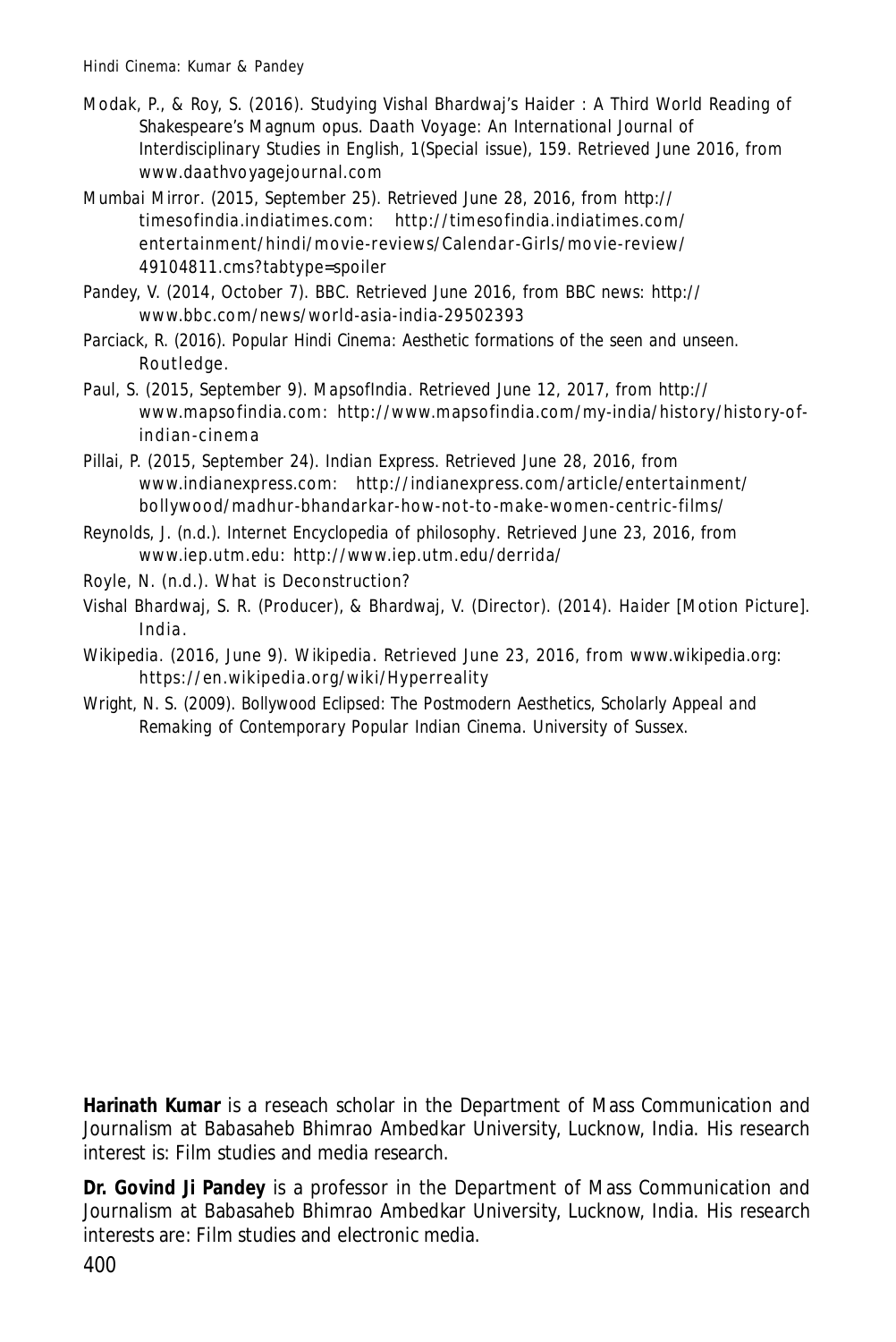Modak, P., & Roy, S. (2016). Studying Vishal Bhardwaj's Haider : A Third World Reading of Shakespeare's Magnum opus. *Daath Voyage: An International Journal of Interdisciplinary Studies in English, 1*(Special issue), 159. Retrieved June 2016, from www.daathvoyagejournal.com

Mumbai Mirror. (2015, September 25). Retrieved June 28, 2016, from http://timesofindia.indiatimes.com: http://timesofindia.indiatimes.com/entertainment/hindi/movie-reviews/Calendar-Girls/movie-review/49104811.cms?tabtype=spoiler

Pandey, V. (2014, October 7). *BBC*. Retrieved June 2016, from BBC news: http://www.bbc.com/news/world-asia-india-29502393

Parciack, R. (2016). *Popular Hindi Cinema: Aesthetic formations of the seen and unseen.* Routledge.

Paul, S. (2015, September 9). *MapsofIndia*. Retrieved June 12, 2017, from http://www.mapsofindia.com: http://www.mapsofindia.com/my-india/history/history-of-indian-cinema

Pillai, P. (2015, September 24). *Indian Express*. Retrieved June 28, 2016, from www.indianexpress.com: http://indianexpress.com/article/entertainment/bollywood/madhur-bhandarkar-how-not-to-make-women-centric-films/

Reynolds, J. (n.d.). *Internet Encyclopedia of philosophy*. Retrieved June 23, 2016, from www.iep.utm.edu: http://www.iep.utm.edu/derrida/

Royle, N. (n.d.). What is Deconstruction?

Vishal Bhardwaj, S. R. (Producer), & Bhardwaj, V. (Director). (2014). *Haider* [Motion Picture]. India.

Wikipedia. (2016, June 9). *Wikipedia*. Retrieved June 23, 2016, from www.wikipedia.org: https://en.wikipedia.org/wiki/Hyperreality

Wright, N. S. (2009). *Bollywood Eclipsed: The Postmodern Aesthetics, Scholarly Appeal and Remaking of Contemporary Popular Indian Cinema.* University of Sussex.

**Harinath Kumar** is a reseach scholar in the Department of Mass Communication and Journalism at Babasaheb Bhimrao Ambedkar University, Lucknow, India. His research interest is: Film studies and media research.

**Dr. Govind Ji Pandey** is a professor in the Department of Mass Communication and Journalism at Babasaheb Bhimrao Ambedkar University, Lucknow, India. His research interests are: Film studies and electronic media.